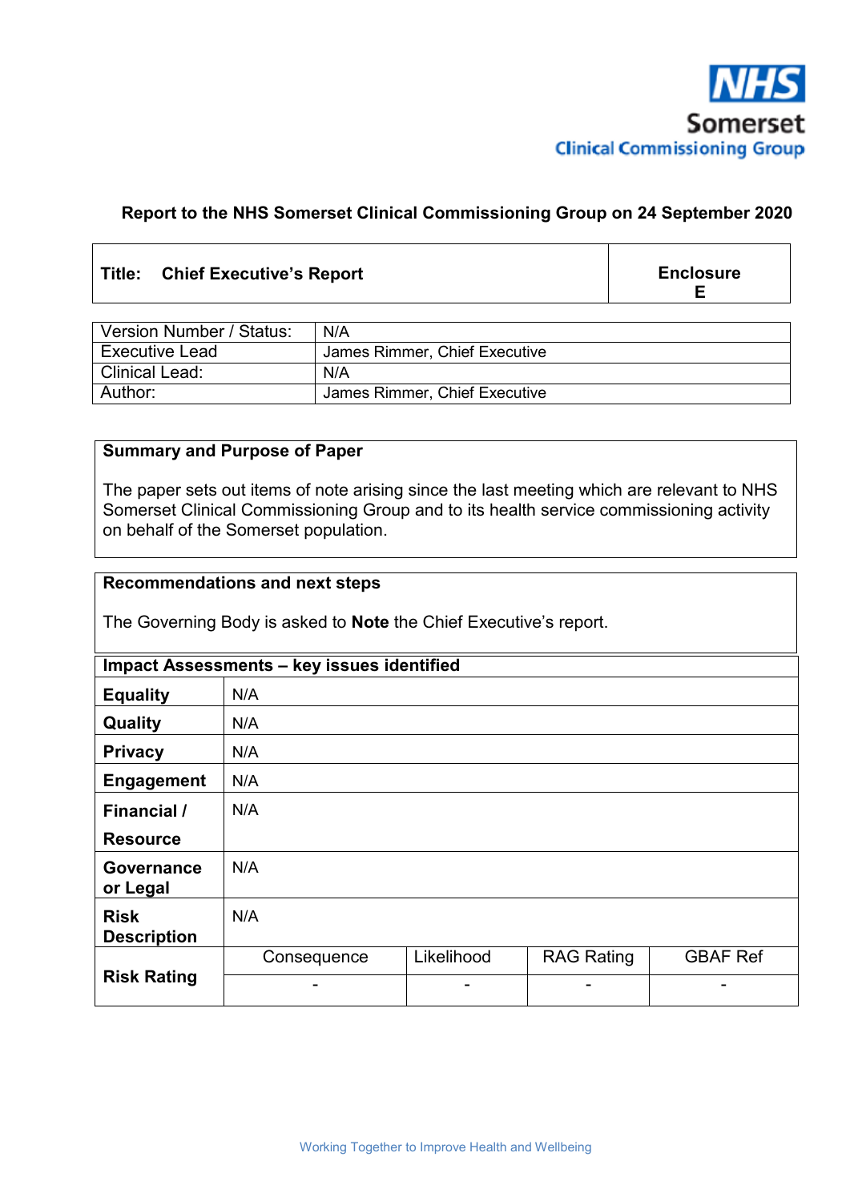NHS
Somerset
Clinical Commissioning Group

**Report to the NHS Somerset Clinical Commissioning Group on 24 September 2020**

| **Title: Chief Executive's Report** | **Enclosure E** |
|---|---|

| Version Number / Status: | N/A |
|---|---|
| Executive Lead | James Rimmer, Chief Executive |
| Clinical Lead: | N/A |
| Author: | James Rimmer, Chief Executive |

**Summary and Purpose of Paper**

The paper sets out items of note arising since the last meeting which are relevant to NHS Somerset Clinical Commissioning Group and to its health service commissioning activity on behalf of the Somerset population.

**Recommendations and next steps**

The Governing Body is asked to **Note** the Chief Executive's report.

| **Impact Assessments – key issues identified** | | | | |
|---|---|---|---|---|
| **Equality** | N/A | | | |
| **Quality** | N/A | | | |
| **Privacy** | N/A | | | |
| **Engagement** | N/A | | | |
| **Financial / Resource** | N/A | | | |
| **Governance or Legal** | N/A | | | |
| **Risk Description** | N/A | | | |
| **Risk Rating** | Consequence | Likelihood | RAG Rating | GBAF Ref |
| | - | - | - | - |

Working Together to Improve Health and Wellbeing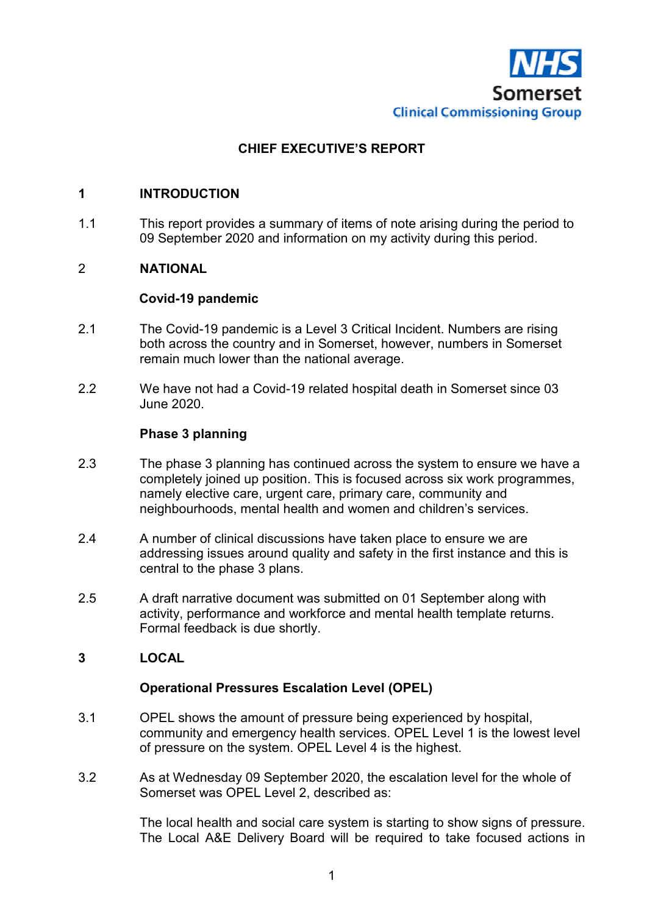NHS Somerset Clinical Commissioning Group

# CHIEF EXECUTIVE'S REPORT

## 1 INTRODUCTION

1.1 This report provides a summary of items of note arising during the period to 09 September 2020 and information on my activity during this period.

## 2 NATIONAL

### Covid-19 pandemic

2.1 The Covid-19 pandemic is a Level 3 Critical Incident. Numbers are rising both across the country and in Somerset, however, numbers in Somerset remain much lower than the national average.

2.2 We have not had a Covid-19 related hospital death in Somerset since 03 June 2020.

### Phase 3 planning

2.3 The phase 3 planning has continued across the system to ensure we have a completely joined up position. This is focused across six work programmes, namely elective care, urgent care, primary care, community and neighbourhoods, mental health and women and children's services.

2.4 A number of clinical discussions have taken place to ensure we are addressing issues around quality and safety in the first instance and this is central to the phase 3 plans.

2.5 A draft narrative document was submitted on 01 September along with activity, performance and workforce and mental health template returns. Formal feedback is due shortly.

## 3 LOCAL

### Operational Pressures Escalation Level (OPEL)

3.1 OPEL shows the amount of pressure being experienced by hospital, community and emergency health services. OPEL Level 1 is the lowest level of pressure on the system. OPEL Level 4 is the highest.

3.2 As at Wednesday 09 September 2020, the escalation level for the whole of Somerset was OPEL Level 2, described as:

The local health and social care system is starting to show signs of pressure. The Local A&E Delivery Board will be required to take focused actions in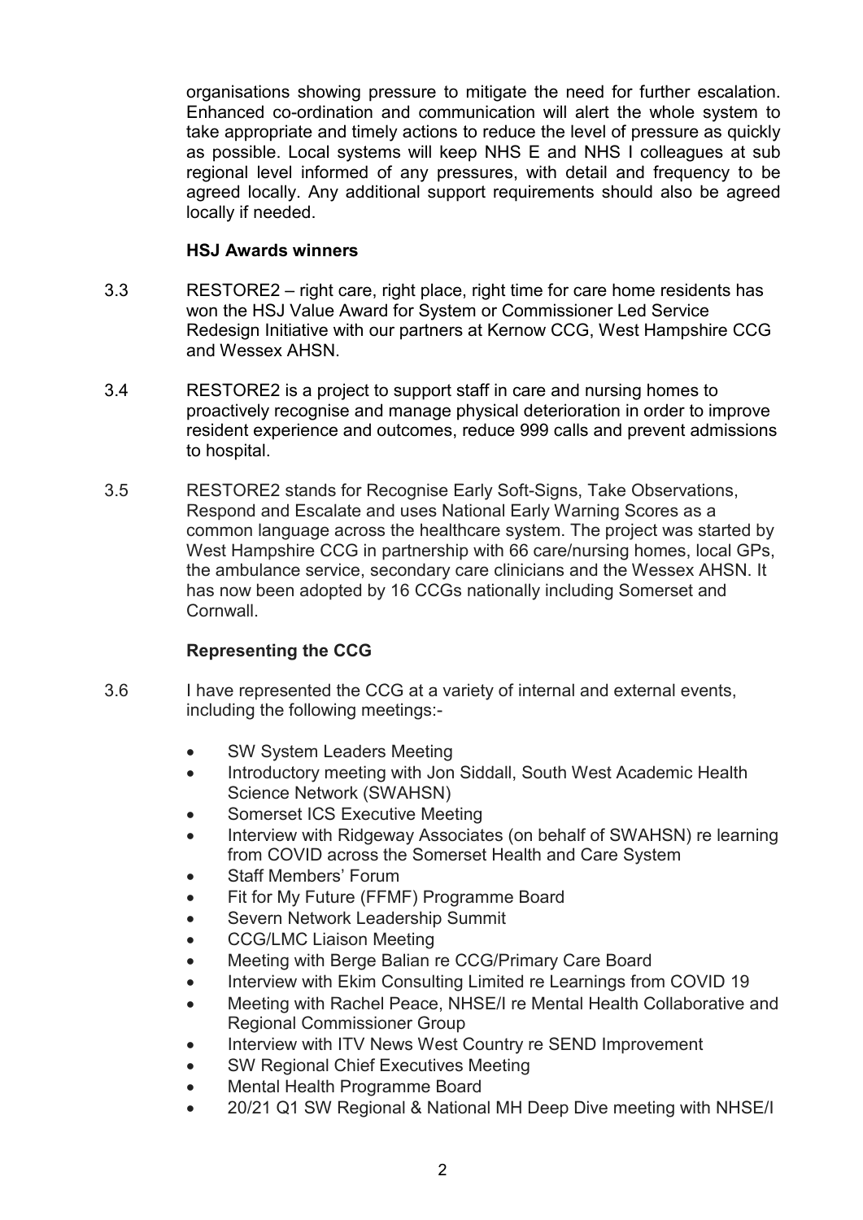organisations showing pressure to mitigate the need for further escalation. Enhanced co-ordination and communication will alert the whole system to take appropriate and timely actions to reduce the level of pressure as quickly as possible. Local systems will keep NHS E and NHS I colleagues at sub regional level informed of any pressures, with detail and frequency to be agreed locally. Any additional support requirements should also be agreed locally if needed.

**HSJ Awards winners**

3.3 RESTORE2 – right care, right place, right time for care home residents has won the HSJ Value Award for System or Commissioner Led Service Redesign Initiative with our partners at Kernow CCG, West Hampshire CCG and Wessex AHSN.

3.4 RESTORE2 is a project to support staff in care and nursing homes to proactively recognise and manage physical deterioration in order to improve resident experience and outcomes, reduce 999 calls and prevent admissions to hospital.

3.5 RESTORE2 stands for Recognise Early Soft-Signs, Take Observations, Respond and Escalate and uses National Early Warning Scores as a common language across the healthcare system. The project was started by West Hampshire CCG in partnership with 66 care/nursing homes, local GPs, the ambulance service, secondary care clinicians and the Wessex AHSN. It has now been adopted by 16 CCGs nationally including Somerset and Cornwall.

**Representing the CCG**

3.6 I have represented the CCG at a variety of internal and external events, including the following meetings:-

- SW System Leaders Meeting
- Introductory meeting with Jon Siddall, South West Academic Health Science Network (SWAHSN)
- Somerset ICS Executive Meeting
- Interview with Ridgeway Associates (on behalf of SWAHSN) re learning from COVID across the Somerset Health and Care System
- Staff Members' Forum
- Fit for My Future (FFMF) Programme Board
- Severn Network Leadership Summit
- CCG/LMC Liaison Meeting
- Meeting with Berge Balian re CCG/Primary Care Board
- Interview with Ekim Consulting Limited re Learnings from COVID 19
- Meeting with Rachel Peace, NHSE/I re Mental Health Collaborative and Regional Commissioner Group
- Interview with ITV News West Country re SEND Improvement
- SW Regional Chief Executives Meeting
- Mental Health Programme Board
- 20/21 Q1 SW Regional & National MH Deep Dive meeting with NHSE/I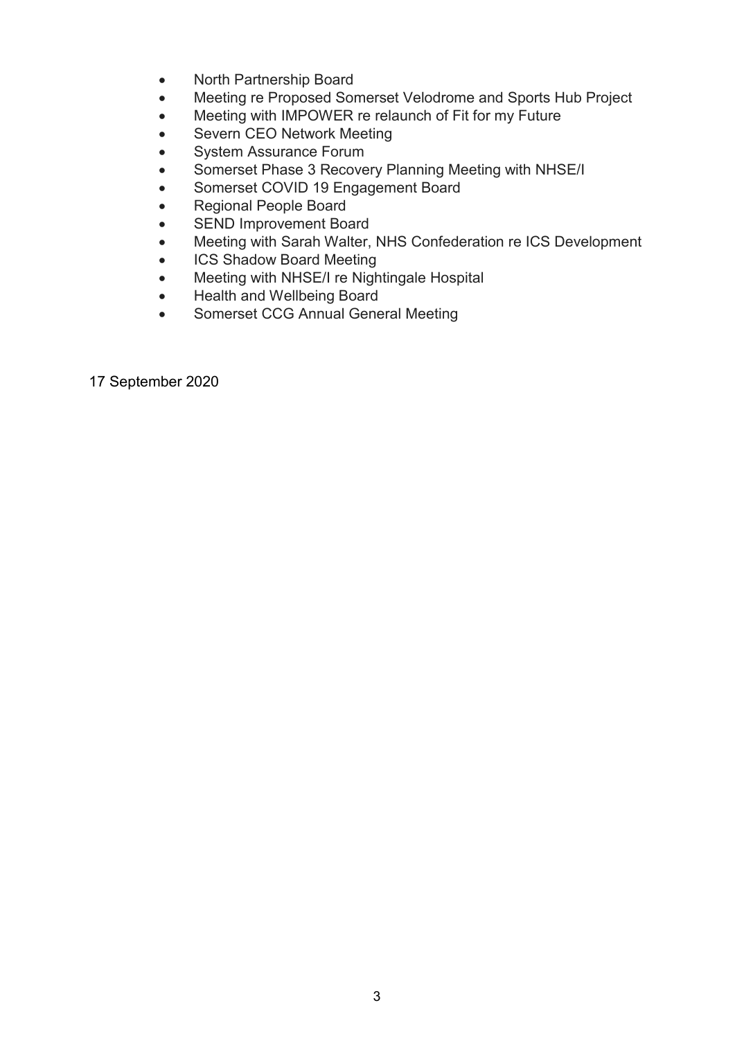- North Partnership Board
- Meeting re Proposed Somerset Velodrome and Sports Hub Project
- Meeting with IMPOWER re relaunch of Fit for my Future
- Severn CEO Network Meeting
- System Assurance Forum
- Somerset Phase 3 Recovery Planning Meeting with NHSE/I
- Somerset COVID 19 Engagement Board
- Regional People Board
- SEND Improvement Board
- Meeting with Sarah Walter, NHS Confederation re ICS Development
- ICS Shadow Board Meeting
- Meeting with NHSE/I re Nightingale Hospital
- Health and Wellbeing Board
- Somerset CCG Annual General Meeting

17 September 2020